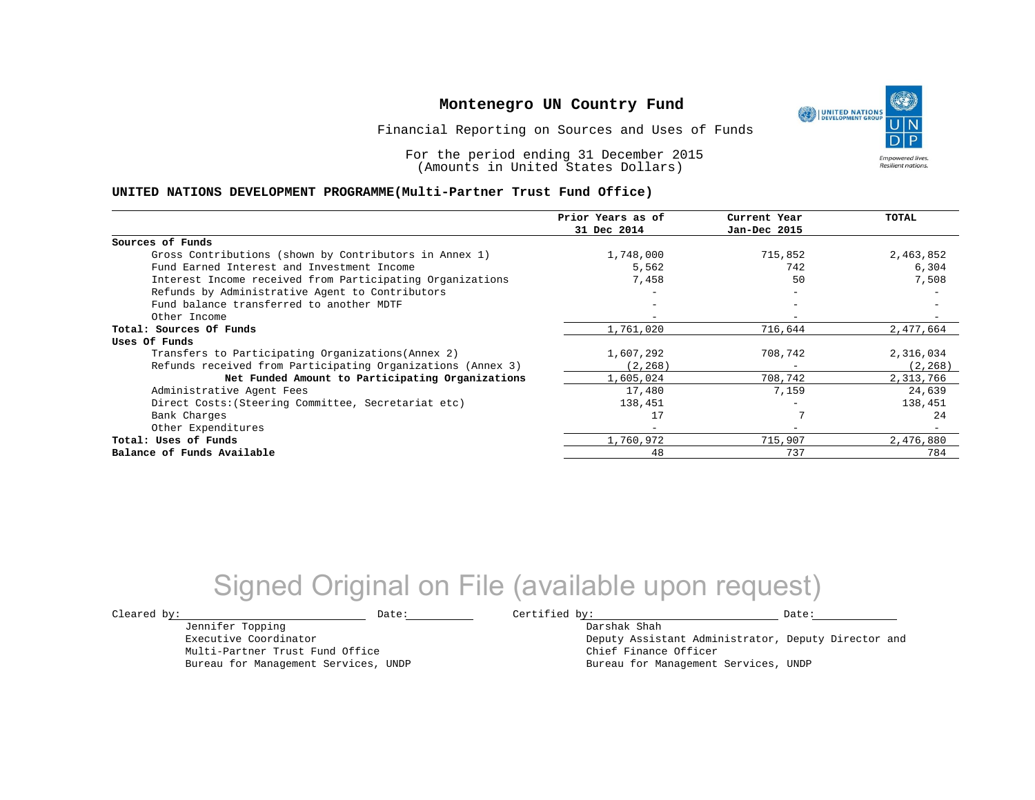# Montenegro UN Country Fund

Financial Reporting on Sources and Uses of Funds

For the period ending 31 December 2015
(Amounts in United States Dollars)

**UNITED NATIONS DEVELOPMENT PROGRAMME(Multi-Partner Trust Fund Office)**

| | Prior Years as of 31 Dec 2014 | Current Year Jan-Dec 2015 | TOTAL |
|---|---|---|---|
| **Sources of Funds** | | | |
| Gross Contributions (shown by Contributors in Annex 1) | 1,748,000 | 715,852 | 2,463,852 |
| Fund Earned Interest and Investment Income | 5,562 | 742 | 6,304 |
| Interest Income received from Participating Organizations | 7,458 | 50 | 7,508 |
| Refunds by Administrative Agent to Contributors | - | - | - |
| Fund balance transferred to another MDTF | - | - | - |
| Other Income | - | - | - |
| **Total: Sources Of Funds** | 1,761,020 | 716,644 | 2,477,664 |
| **Uses Of Funds** | | | |
| Transfers to Participating Organizations(Annex 2) | 1,607,292 | 708,742 | 2,316,034 |
| Refunds received from Participating Organizations (Annex 3) | (2,268) | - | (2,268) |
| **Net Funded Amount to Participating Organizations** | 1,605,024 | 708,742 | 2,313,766 |
| Administrative Agent Fees | 17,480 | 7,159 | 24,639 |
| Direct Costs:(Steering Committee, Secretariat etc) | 138,451 | - | 138,451 |
| Bank Charges | 17 | 7 | 24 |
| Other Expenditures | - | - | - |
| **Total: Uses of Funds** | 1,760,972 | 715,907 | 2,476,880 |
| **Balance of Funds Available** | 48 | 737 | 784 |

Signed Original on File (available upon request)

Cleared by: \_\_\_\_\_\_\_\_\_\_\_\_\_\_\_\_\_\_\_\_ Date: \_\_\_\_\_\_\_\_\_\_

Jennifer Topping
Executive Coordinator
Multi-Partner Trust Fund Office
Bureau for Management Services, UNDP

Certified by: \_\_\_\_\_\_\_\_\_\_\_\_\_\_\_\_\_\_\_\_ Date: \_\_\_\_\_\_\_\_\_\_

Darshak Shah
Deputy Assistant Administrator, Deputy Director and
Chief Finance Officer
Bureau for Management Services, UNDP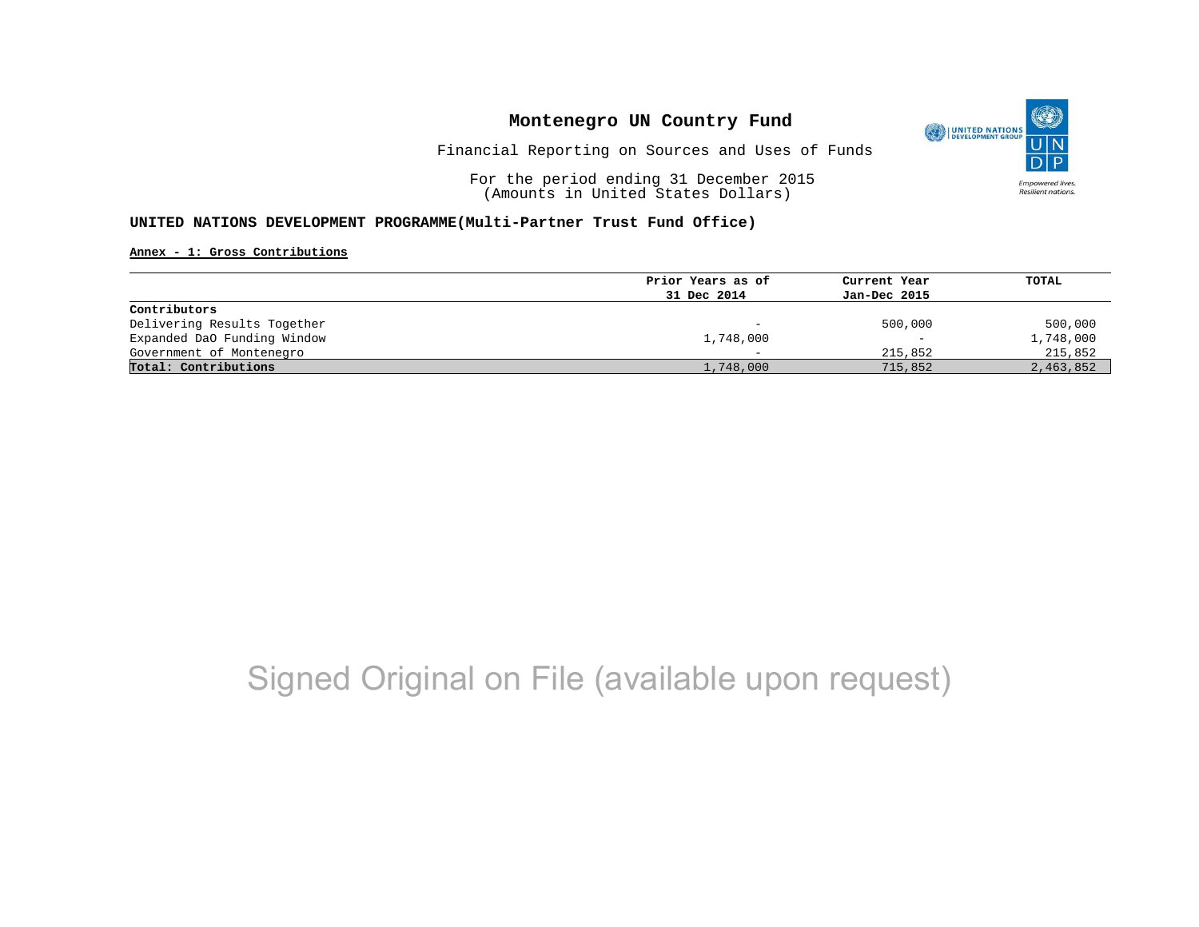# Montenegro UN Country Fund

Financial Reporting on Sources and Uses of Funds

For the period ending 31 December 2015
(Amounts in United States Dollars)

**UNITED NATIONS DEVELOPMENT PROGRAMME(Multi-Partner Trust Fund Office)**

**Annex - 1: Gross Contributions**

| | Prior Years as of 31 Dec 2014 | Current Year Jan-Dec 2015 | TOTAL |
|---|---|---|---|
| **Contributors** | | | |
| Delivering Results Together | - | 500,000 | 500,000 |
| Expanded DaO Funding Window | 1,748,000 | - | 1,748,000 |
| Government of Montenegro | - | 215,852 | 215,852 |
| **Total: Contributions** | 1,748,000 | 715,852 | 2,463,852 |

Signed Original on File (available upon request)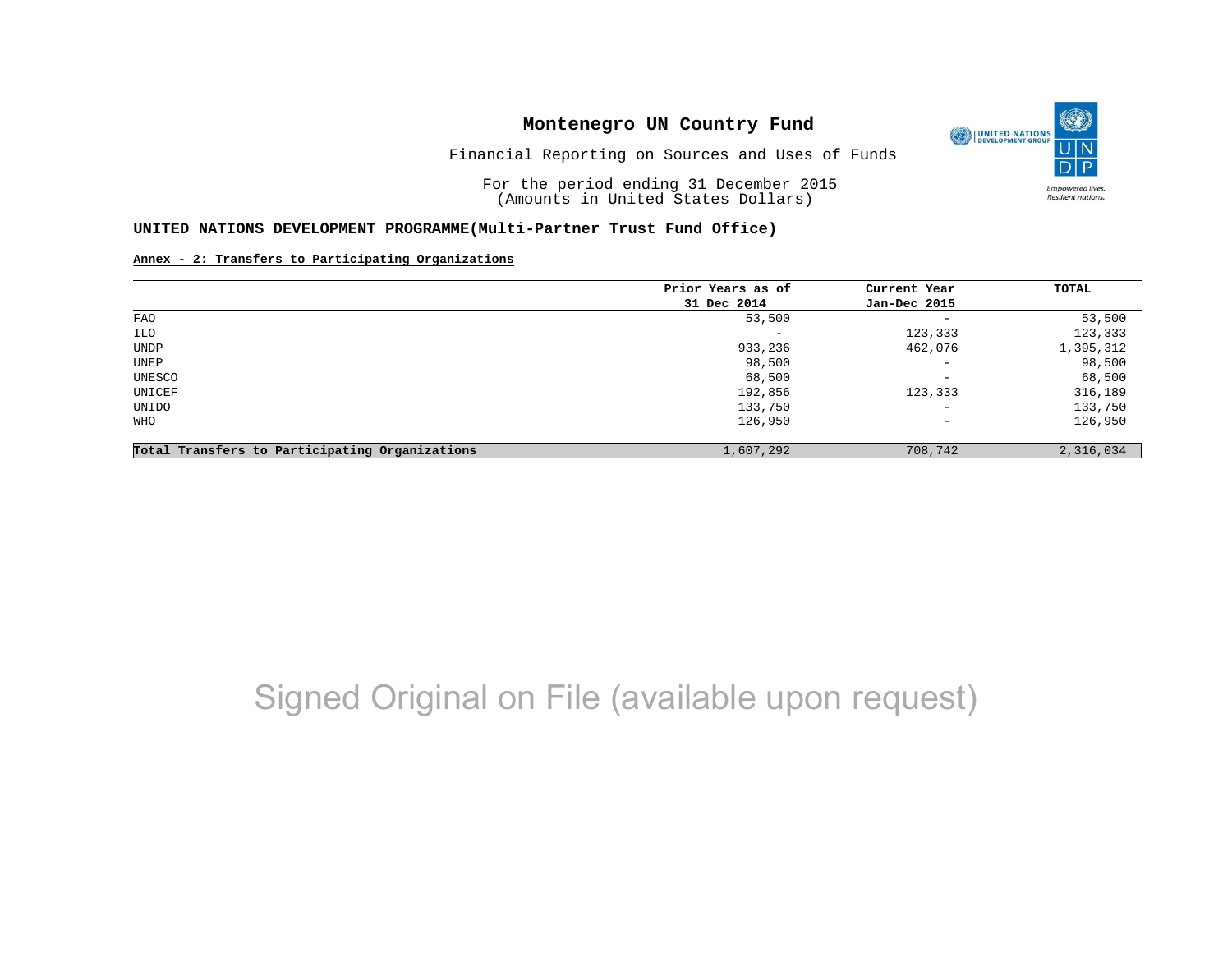# Montenegro UN Country Fund

Financial Reporting on Sources and Uses of Funds

For the period ending 31 December 2015
(Amounts in United States Dollars)

**UNITED NATIONS DEVELOPMENT PROGRAMME(Multi-Partner Trust Fund Office)**

**Annex - 2: Transfers to Participating Organizations**

| | Prior Years as of 31 Dec 2014 | Current Year Jan-Dec 2015 | TOTAL |
|---|---|---|---|
| FAO | 53,500 | - | 53,500 |
| ILO | - | 123,333 | 123,333 |
| UNDP | 933,236 | 462,076 | 1,395,312 |
| UNEP | 98,500 | - | 98,500 |
| UNESCO | 68,500 | - | 68,500 |
| UNICEF | 192,856 | 123,333 | 316,189 |
| UNIDO | 133,750 | - | 133,750 |
| WHO | 126,950 | - | 126,950 |
| **Total Transfers to Participating Organizations** | 1,607,292 | 708,742 | 2,316,034 |

Signed Original on File (available upon request)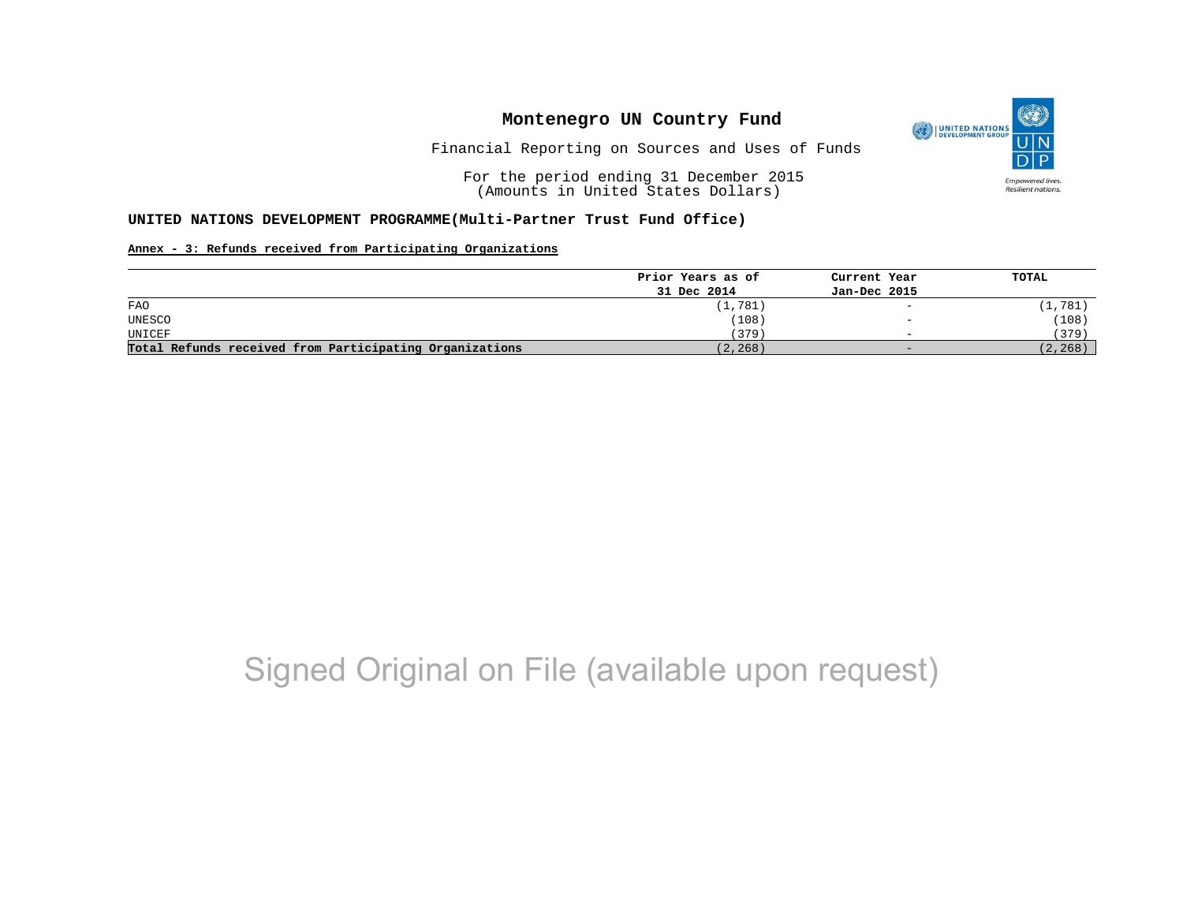# Montenegro UN Country Fund

Financial Reporting on Sources and Uses of Funds

For the period ending 31 December 2015
(Amounts in United States Dollars)

**UNITED NATIONS DEVELOPMENT PROGRAMME(Multi-Partner Trust Fund Office)**

**Annex - 3: Refunds received from Participating Organizations**

| | Prior Years as of 31 Dec 2014 | Current Year Jan-Dec 2015 | TOTAL |
|---|---|---|---|
| FAO | (1,781) | - | (1,781) |
| UNESCO | (108) | - | (108) |
| UNICEF | (379) | - | (379) |
| **Total Refunds received from Participating Organizations** | (2,268) | - | (2,268) |

Signed Original on File (available upon request)